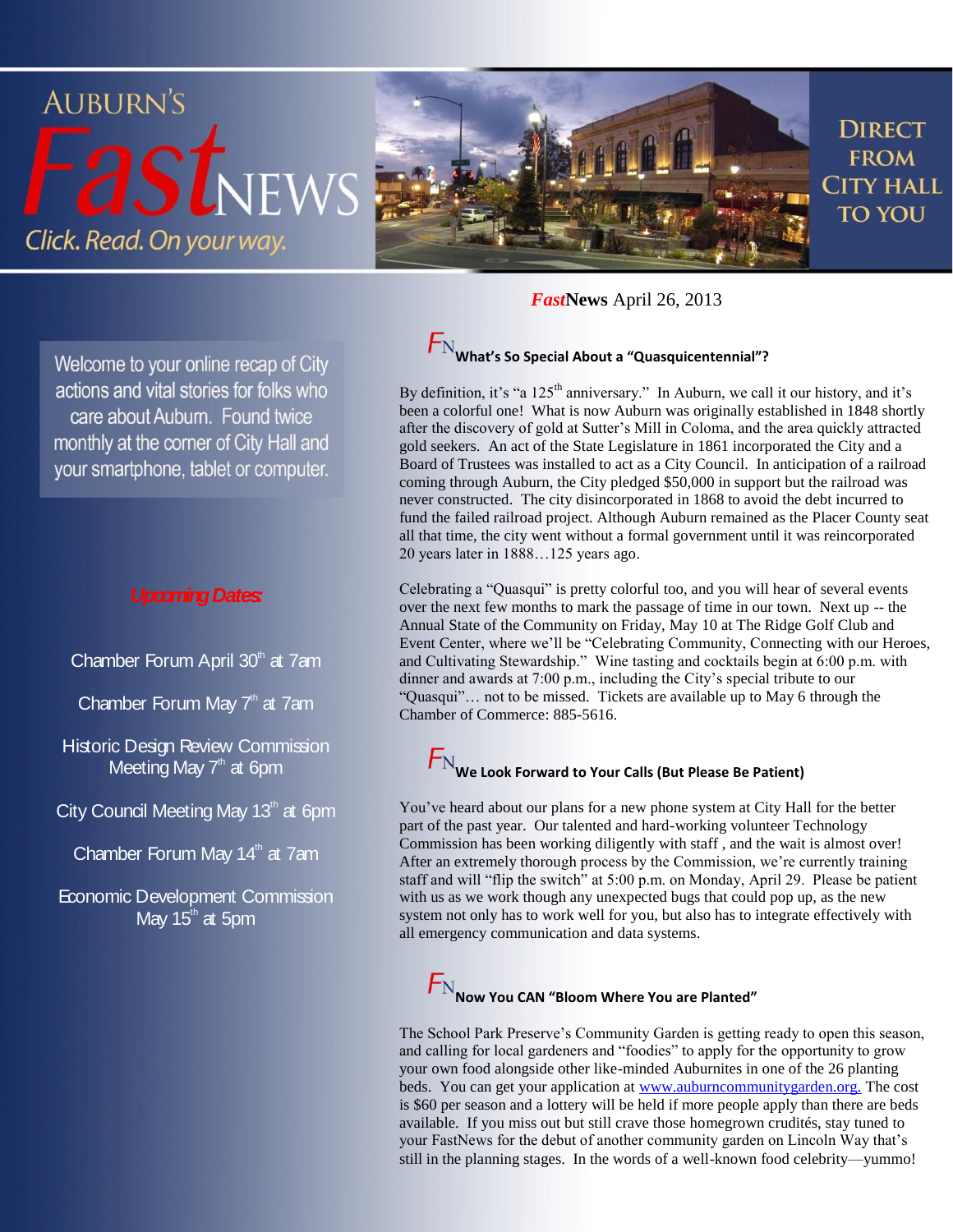# AUBURN'S *Fast*NEWS

*Click. Read. On your way.*

DIRECT FROM CITY HALL TO YOU

***Fast*News** April 26, 2013

Welcome to your online recap of City actions and vital stories for folks who care about Auburn. Found twice monthly at the corner of City Hall and your smartphone, tablet or computer.

## *Upcoming Dates:*

Chamber Forum April 30th at 7am

Chamber Forum May 7th at 7am

Historic Design Review Commission Meeting May 7th at 6pm

City Council Meeting May 13th at 6pm

Chamber Forum May 14th at 7am

Economic Development Commission May 15th at 5pm

## What's So Special About a "Quasquicentennial"?

By definition, it's "a 125th anniversary." In Auburn, we call it our history, and it's been a colorful one! What is now Auburn was originally established in 1848 shortly after the discovery of gold at Sutter's Mill in Coloma, and the area quickly attracted gold seekers. An act of the State Legislature in 1861 incorporated the City and a Board of Trustees was installed to act as a City Council. In anticipation of a railroad coming through Auburn, the City pledged $50,000 in support but the railroad was never constructed. The city disincorporated in 1868 to avoid the debt incurred to fund the failed railroad project. Although Auburn remained as the Placer County seat all that time, the city went without a formal government until it was reincorporated 20 years later in 1888…125 years ago.

Celebrating a "Quasqui" is pretty colorful too, and you will hear of several events over the next few months to mark the passage of time in our town. Next up -- the Annual State of the Community on Friday, May 10 at The Ridge Golf Club and Event Center, where we'll be "Celebrating Community, Connecting with our Heroes, and Cultivating Stewardship." Wine tasting and cocktails begin at 6:00 p.m. with dinner and awards at 7:00 p.m., including the City's special tribute to our "Quasqui"… not to be missed. Tickets are available up to May 6 through the Chamber of Commerce: 885-5616.

## We Look Forward to Your Calls (But Please Be Patient)

You've heard about our plans for a new phone system at City Hall for the better part of the past year. Our talented and hard-working volunteer Technology Commission has been working diligently with staff , and the wait is almost over! After an extremely thorough process by the Commission, we're currently training staff and will "flip the switch" at 5:00 p.m. on Monday, April 29. Please be patient with us as we work though any unexpected bugs that could pop up, as the new system not only has to work well for you, but also has to integrate effectively with all emergency communication and data systems.

## Now You CAN "Bloom Where You are Planted"

The School Park Preserve's Community Garden is getting ready to open this season, and calling for local gardeners and "foodies" to apply for the opportunity to grow your own food alongside other like-minded Auburnites in one of the 26 planting beds. You can get your application at [www.auburncommunitygarden.org](http://www.auburncommunitygarden.org). The cost is $60 per season and a lottery will be held if more people apply than there are beds available. If you miss out but still crave those homegrown crudités, stay tuned to your FastNews for the debut of another community garden on Lincoln Way that's still in the planning stages. In the words of a well-known food celebrity—yummo!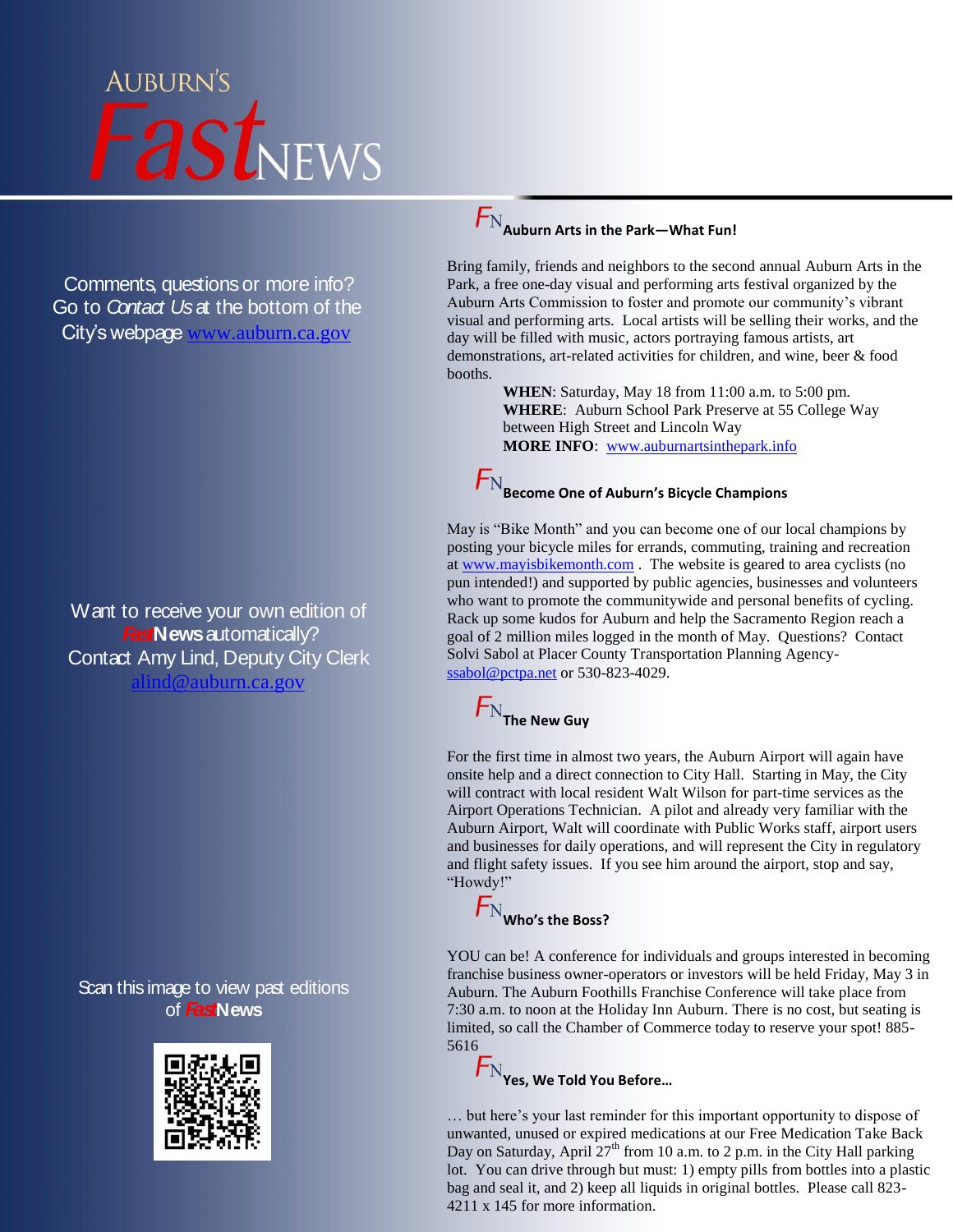# AUBURN'S *Fast*NEWS

Comments, questions or more info? Go to *Contact Us* at the bottom of the City's webpage www.auburn.ca.gov

Want to receive your own edition of ***Fast*News** automatically? Contact Amy Lind, Deputy City Clerk alind@auburn.ca.gov

Scan this image to view past editions of ***Fast*News**

## FN Auburn Arts in the Park—What Fun!

Bring family, friends and neighbors to the second annual Auburn Arts in the Park, a free one-day visual and performing arts festival organized by the Auburn Arts Commission to foster and promote our community's vibrant visual and performing arts. Local artists will be selling their works, and the day will be filled with music, actors portraying famous artists, art demonstrations, art-related activities for children, and wine, beer & food booths.

**WHEN**: Saturday, May 18 from 11:00 a.m. to 5:00 pm.
**WHERE**: Auburn School Park Preserve at 55 College Way between High Street and Lincoln Way
**MORE INFO**: www.auburnartsinthepark.info

## FN Become One of Auburn's Bicycle Champions

May is "Bike Month" and you can become one of our local champions by posting your bicycle miles for errands, commuting, training and recreation at www.mayisbikemonth.com . The website is geared to area cyclists (no pun intended!) and supported by public agencies, businesses and volunteers who want to promote the communitywide and personal benefits of cycling. Rack up some kudos for Auburn and help the Sacramento Region reach a goal of 2 million miles logged in the month of May. Questions? Contact Solvi Sabol at Placer County Transportation Planning Agency-ssabol@pctpa.net or 530-823-4029.

## FN The New Guy

For the first time in almost two years, the Auburn Airport will again have onsite help and a direct connection to City Hall. Starting in May, the City will contract with local resident Walt Wilson for part-time services as the Airport Operations Technician. A pilot and already very familiar with the Auburn Airport, Walt will coordinate with Public Works staff, airport users and businesses for daily operations, and will represent the City in regulatory and flight safety issues. If you see him around the airport, stop and say, "Howdy!"

## FN Who's the Boss?

YOU can be! A conference for individuals and groups interested in becoming franchise business owner-operators or investors will be held Friday, May 3 in Auburn. The Auburn Foothills Franchise Conference will take place from 7:30 a.m. to noon at the Holiday Inn Auburn. There is no cost, but seating is limited, so call the Chamber of Commerce today to reserve your spot! 885-5616

## FN Yes, We Told You Before…

… but here's your last reminder for this important opportunity to dispose of unwanted, unused or expired medications at our Free Medication Take Back Day on Saturday, April 27th from 10 a.m. to 2 p.m. in the City Hall parking lot. You can drive through but must: 1) empty pills from bottles into a plastic bag and seal it, and 2) keep all liquids in original bottles. Please call 823-4211 x 145 for more information.